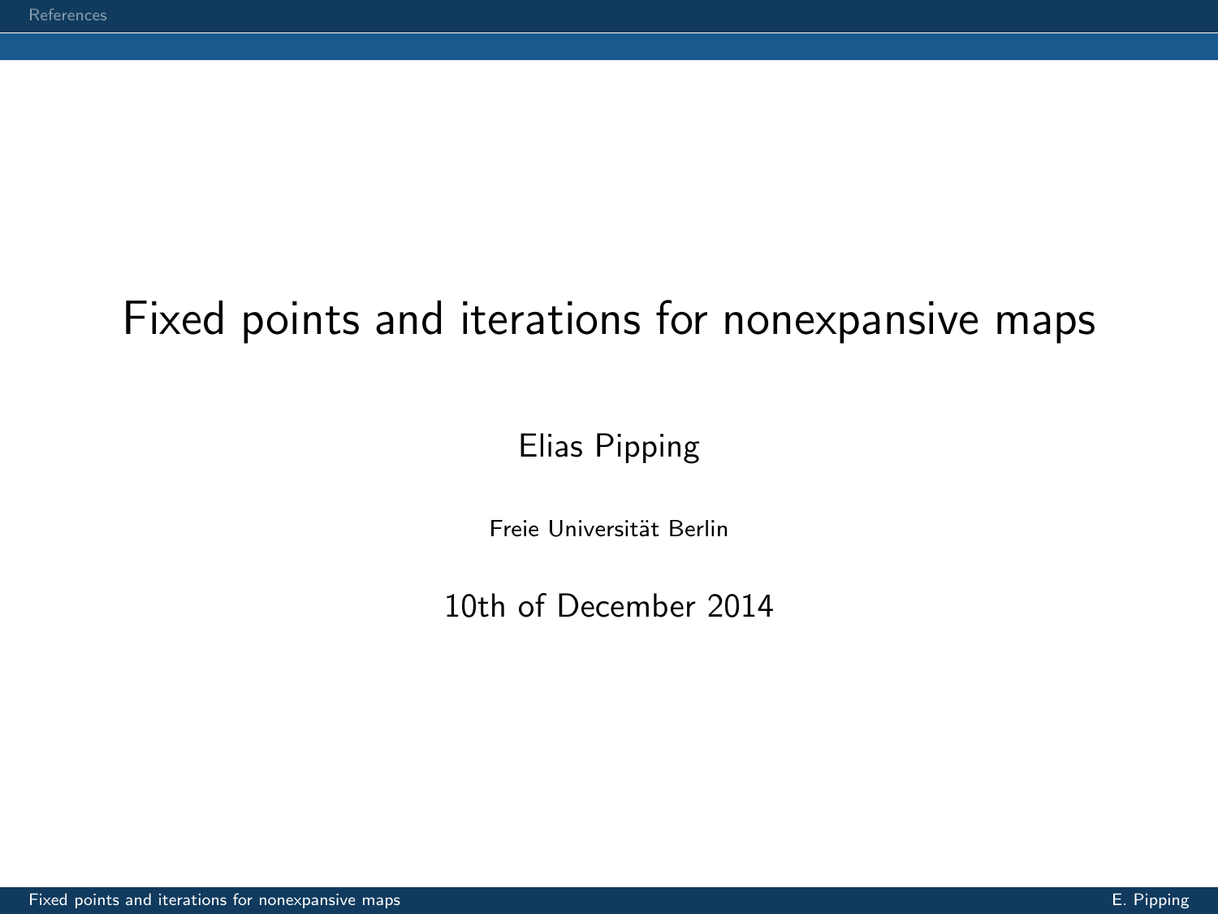# Fixed points and iterations for nonexpansive maps

Elias Pipping

Freie Universität Berlin

10th of December 2014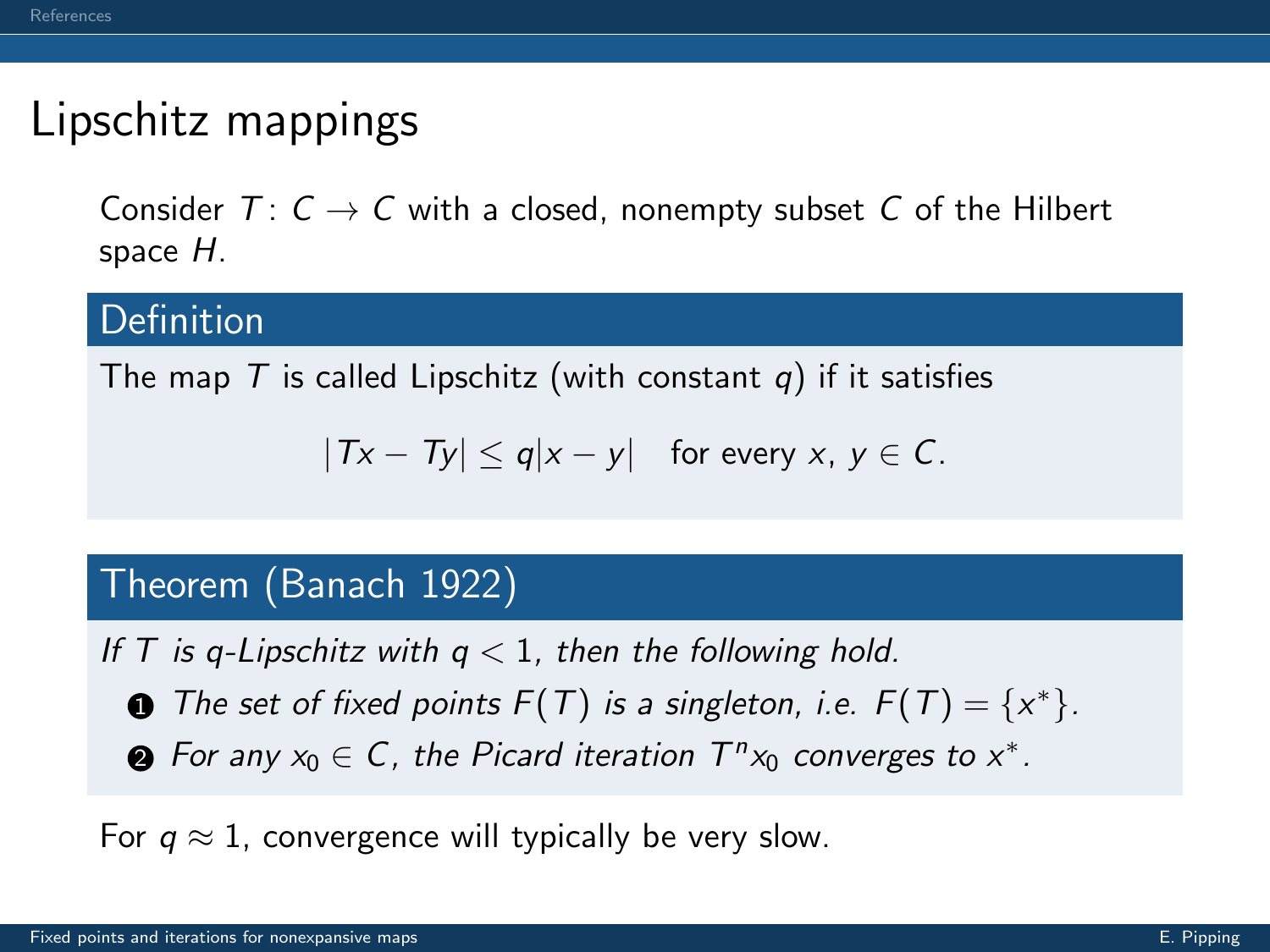# Lipschitz mappings

Consider $T\colon C \to C$ with a closed, nonempty subset $C$ of the Hilbert space $H$.

### Definition

The map $T$ is called Lipschitz (with constant $q$) if it satisfies

$$|Tx - Ty| \leq q|x - y| \quad \text{for every } x,\, y \in C.$$

### Theorem (Banach 1922)

*If $T$ is $q$-Lipschitz with $q < 1$, then the following hold.*

1. *The set of fixed points $F(T)$ is a singleton, i.e. $F(T) = \{x^*\}$.*
2. *For any $x_0 \in C$, the Picard iteration $T^n x_0$ converges to $x^*$.*

For $q \approx 1$, convergence will typically be very slow.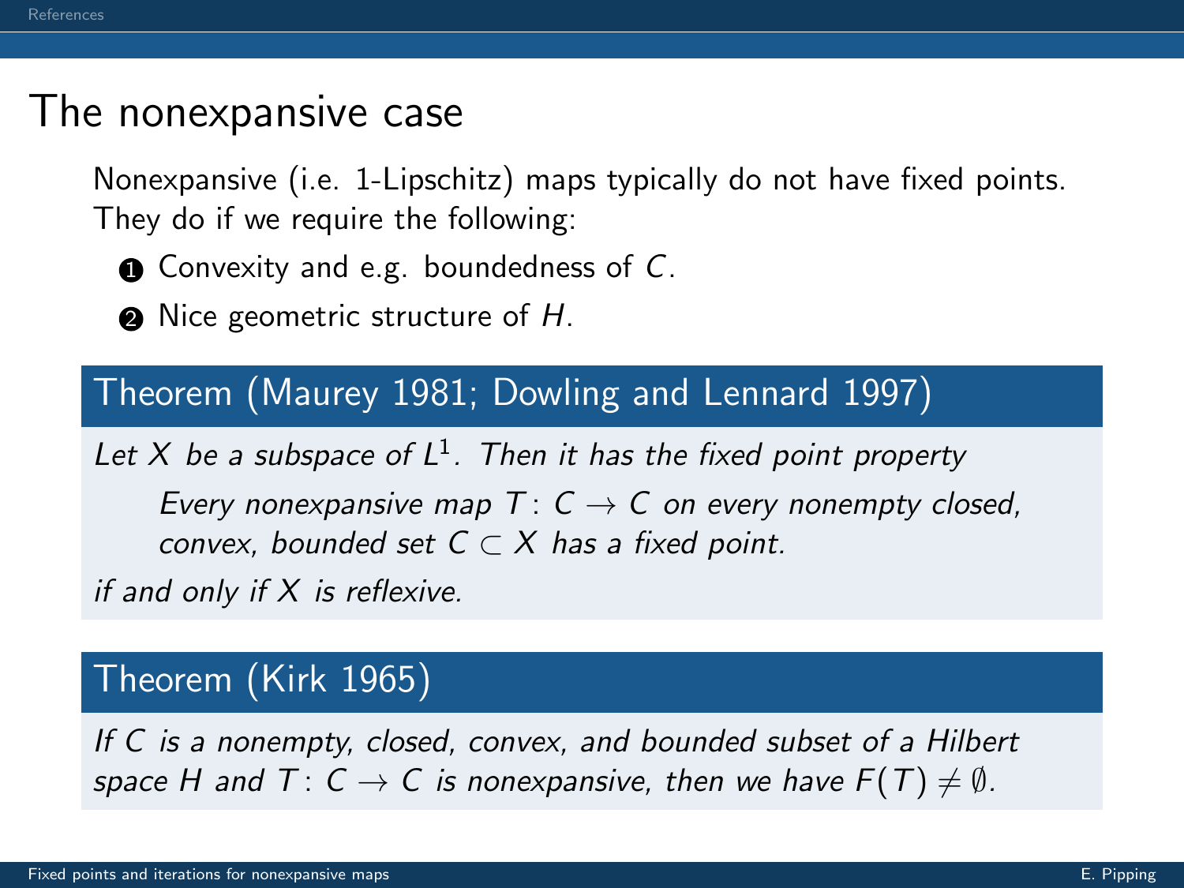# The nonexpansive case

Nonexpansive (i.e. 1-Lipschitz) maps typically do not have fixed points. They do if we require the following:

1. Convexity and e.g. boundedness of $C$.
2. Nice geometric structure of $H$.

**Theorem (Maurey 1981; Dowling and Lennard 1997)**

*Let $X$ be a subspace of $L^1$. Then it has the fixed point property*

> *Every nonexpansive map $T\colon C \to C$ on every nonempty closed, convex, bounded set $C \subset X$ has a fixed point.*

*if and only if $X$ is reflexive.*

**Theorem (Kirk 1965)**

*If $C$ is a nonempty, closed, convex, and bounded subset of a Hilbert space $H$ and $T\colon C \to C$ is nonexpansive, then we have $F(T) \neq \emptyset$.*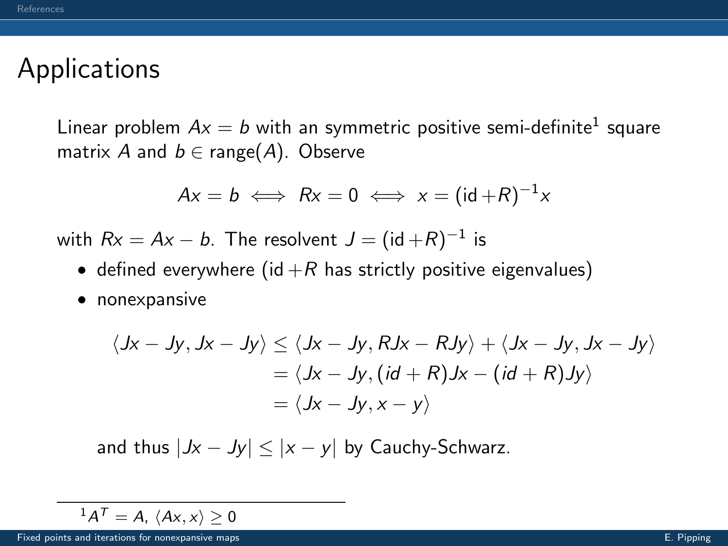# Applications

Linear problem $Ax = b$ with an symmetric positive semi-definite[1] square matrix $A$ and $b \in \operatorname{range}(A)$. Observe

$$Ax = b \iff Rx = 0 \iff x = (\operatorname{id} + R)^{-1} x$$

with $Rx = Ax - b$. The resolvent $J = (\operatorname{id} + R)^{-1}$ is

- defined everywhere ($\operatorname{id} + R$ has strictly positive eigenvalues)
- nonexpansive

$$\begin{aligned}
\langle Jx - Jy, Jx - Jy \rangle &\leq \langle Jx - Jy, RJx - RJy \rangle + \langle Jx - Jy, Jx - Jy \rangle \\
&= \langle Jx - Jy, (id + R)Jx - (id + R)Jy \rangle \\
&= \langle Jx - Jy, x - y \rangle
\end{aligned}$$

and thus $|Jx - Jy| \leq |x - y|$ by Cauchy-Schwarz.

[1] $A^T = A$, $\langle Ax, x \rangle \geq 0$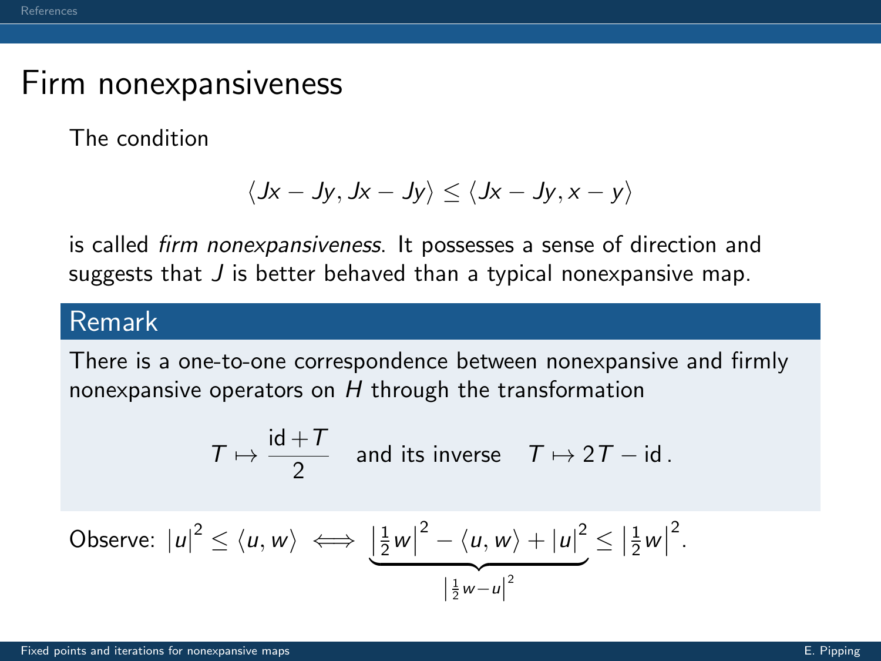# Firm nonexpansiveness

The condition

$$\langle Jx - Jy, Jx - Jy \rangle \leq \langle Jx - Jy, x - y \rangle$$

is called *firm nonexpansiveness*. It possesses a sense of direction and suggests that $J$ is better behaved than a typical nonexpansive map.

## Remark

There is a one-to-one correspondence between nonexpansive and firmly nonexpansive operators on $H$ through the transformation

$$T \mapsto \frac{\mathrm{id} + T}{2} \quad \text{and its inverse} \quad T \mapsto 2T - \mathrm{id}\,.$$

Observe: $|u|^2 \leq \langle u, w \rangle \iff \underbrace{\left|\tfrac{1}{2}w\right|^2 - \langle u, w \rangle + |u|^2}_{\left|\frac{1}{2}w - u\right|^2} \leq \left|\tfrac{1}{2}w\right|^2.$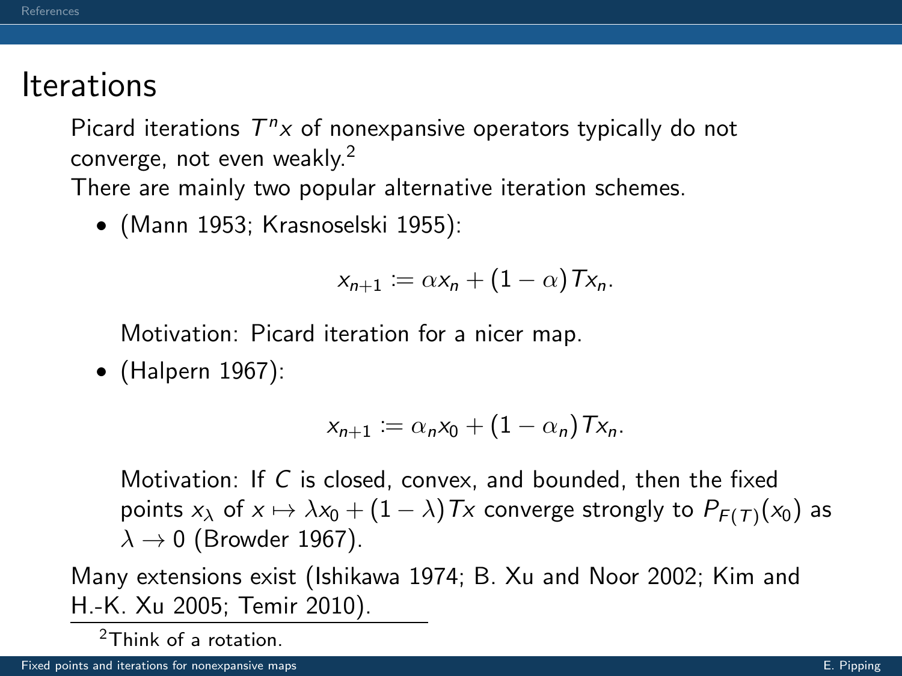# Iterations

Picard iterations $T^n x$ of nonexpansive operators typically do not converge, not even weakly.[2]

There are mainly two popular alternative iteration schemes.

- (Mann 1953; Krasnoselski 1955):

$$x_{n+1} := \alpha x_n + (1 - \alpha) T x_n.$$

  Motivation: Picard iteration for a nicer map.

- (Halpern 1967):

$$x_{n+1} := \alpha_n x_0 + (1 - \alpha_n) T x_n.$$

  Motivation: If $C$ is closed, convex, and bounded, then the fixed points $x_\lambda$ of $x \mapsto \lambda x_0 + (1 - \lambda) T x$ converge strongly to $P_{F(T)}(x_0)$ as $\lambda \to 0$ (Browder 1967).

Many extensions exist (Ishikawa 1974; B. Xu and Noor 2002; Kim and H.-K. Xu 2005; Temir 2010).

[2] Think of a rotation.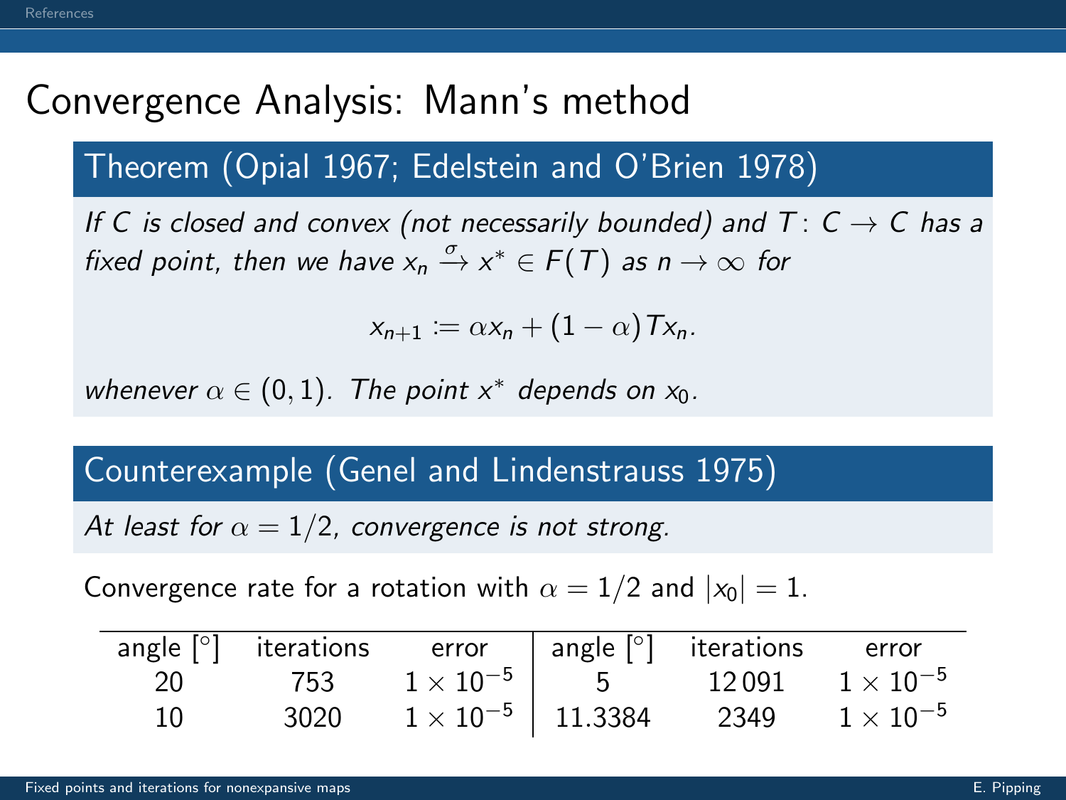# Convergence Analysis: Mann's method

## Theorem (Opial 1967; Edelstein and O'Brien 1978)

*If $C$ is closed and convex (not necessarily bounded) and $T\colon C \to C$ has a fixed point, then we have $x_n \xrightarrow{\sigma} x^* \in F(T)$ as $n \to \infty$ for*

$$x_{n+1} \coloneqq \alpha x_n + (1-\alpha) T x_n.$$

*whenever $\alpha \in (0,1)$. The point $x^*$ depends on $x_0$.*

## Counterexample (Genel and Lindenstrauss 1975)

*At least for $\alpha = 1/2$, convergence is not strong.*

Convergence rate for a rotation with $\alpha = 1/2$ and $|x_0| = 1$.

| angle [°] | iterations | error | angle [°] | iterations | error |
|---|---|---|---|---|---|
| 20 | 753 | $1 \times 10^{-5}$ | 5 | 12 091 | $1 \times 10^{-5}$ |
| 10 | 3020 | $1 \times 10^{-5}$ | 11.3384 | 2349 | $1 \times 10^{-5}$ |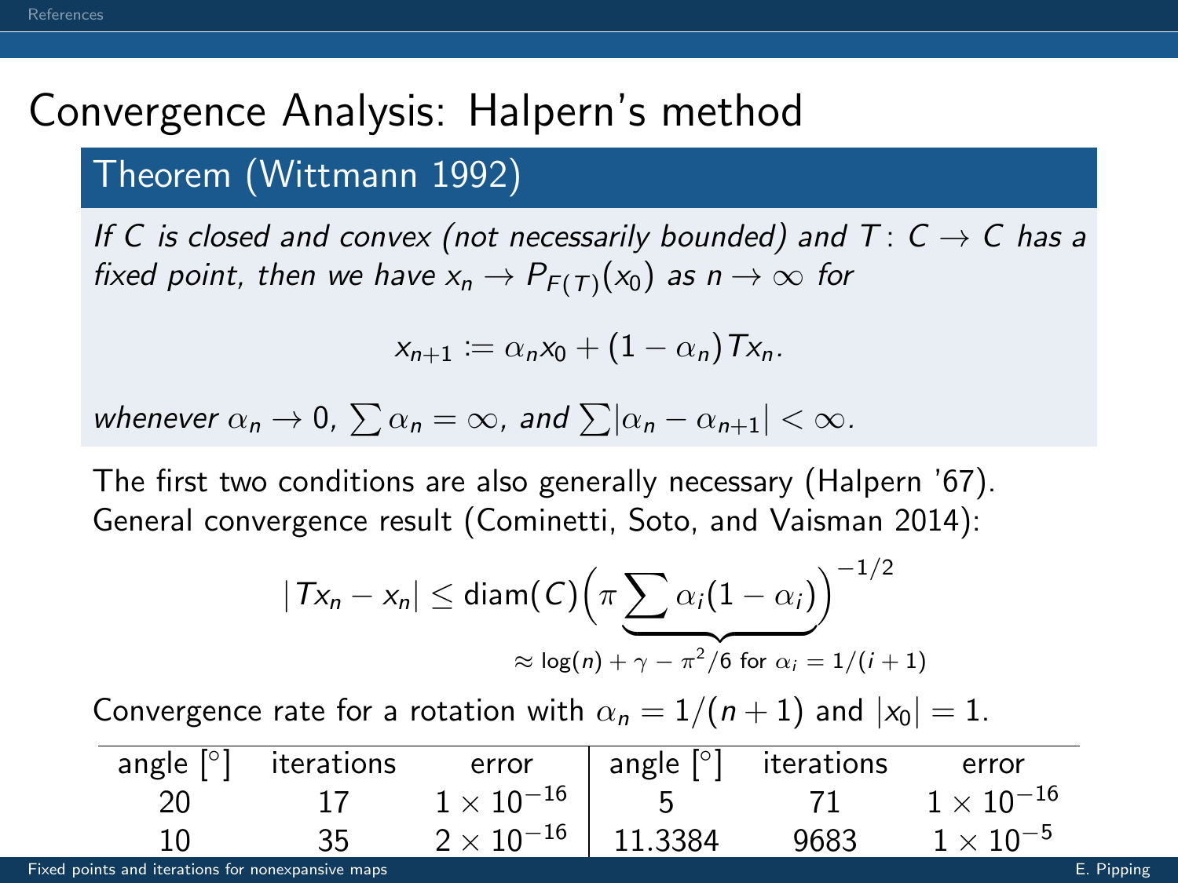# Convergence Analysis: Halpern's method

**Theorem (Wittmann 1992)**

*If $C$ is closed and convex (not necessarily bounded) and $T\colon C \to C$ has a fixed point, then we have $x_n \to P_{F(T)}(x_0)$ as $n \to \infty$ for*

$$x_{n+1} := \alpha_n x_0 + (1 - \alpha_n) T x_n.$$

*whenever $\alpha_n \to 0$, $\sum \alpha_n = \infty$, and $\sum |\alpha_n - \alpha_{n+1}| < \infty$.*

The first two conditions are also generally necessary (Halpern '67).
General convergence result (Cominetti, Soto, and Vaisman 2014):

$$|Tx_n - x_n| \le \operatorname{diam}(C)\Big(\pi \underbrace{\sum \alpha_i(1-\alpha_i)}_{\approx \log(n) + \gamma - \pi^2/6 \text{ for } \alpha_i = 1/(i+1)}\Big)^{-1/2}$$

Convergence rate for a rotation with $\alpha_n = 1/(n+1)$ and $|x_0| = 1$.

| angle [°] | iterations | error | angle [°] | iterations | error |
|---|---|---|---|---|---|
| 20 | 17 | $1 \times 10^{-16}$ | 5 | 71 | $1 \times 10^{-16}$ |
| 10 | 35 | $2 \times 10^{-16}$ | 11.3384 | 9683 | $1 \times 10^{-5}$ |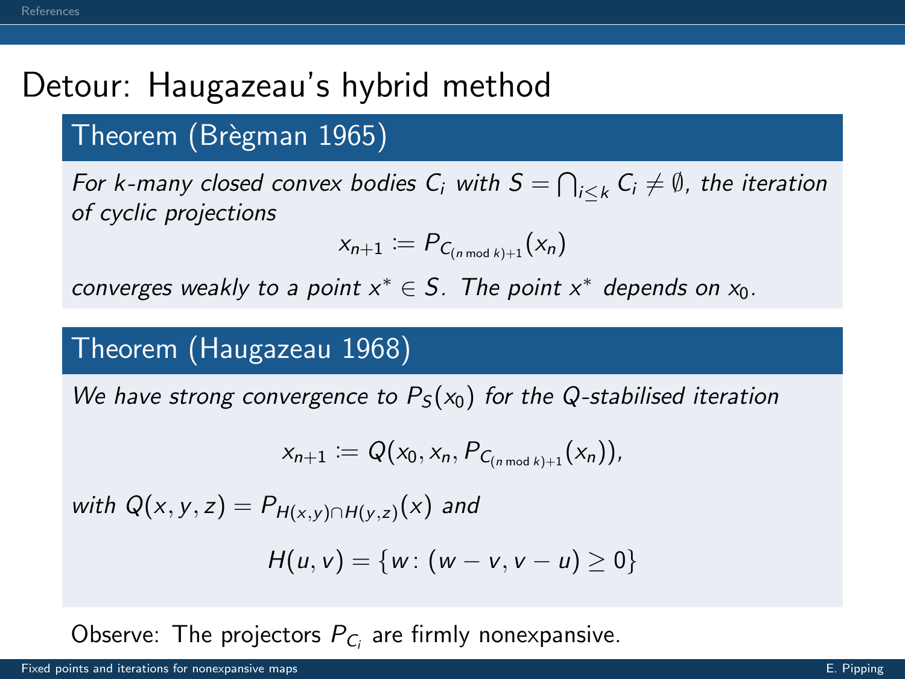# Detour: Haugazeau's hybrid method

## Theorem (Brègman 1965)

*For k-many closed convex bodies $C_i$ with $S = \bigcap_{i \leq k} C_i \neq \emptyset$, the iteration of cyclic projections*

$$x_{n+1} := P_{C_{(n \bmod k)+1}}(x_n)$$

*converges weakly to a point $x^* \in S$. The point $x^*$ depends on $x_0$.*

## Theorem (Haugazeau 1968)

*We have strong convergence to $P_S(x_0)$ for the Q-stabilised iteration*

$$x_{n+1} := Q(x_0, x_n, P_{C_{(n \bmod k)+1}}(x_n)),$$

*with $Q(x, y, z) = P_{H(x,y) \cap H(y,z)}(x)$ and*

$$H(u, v) = \{w \colon (w - v, v - u) \geq 0\}$$

Observe: The projectors $P_{C_i}$ are firmly nonexpansive.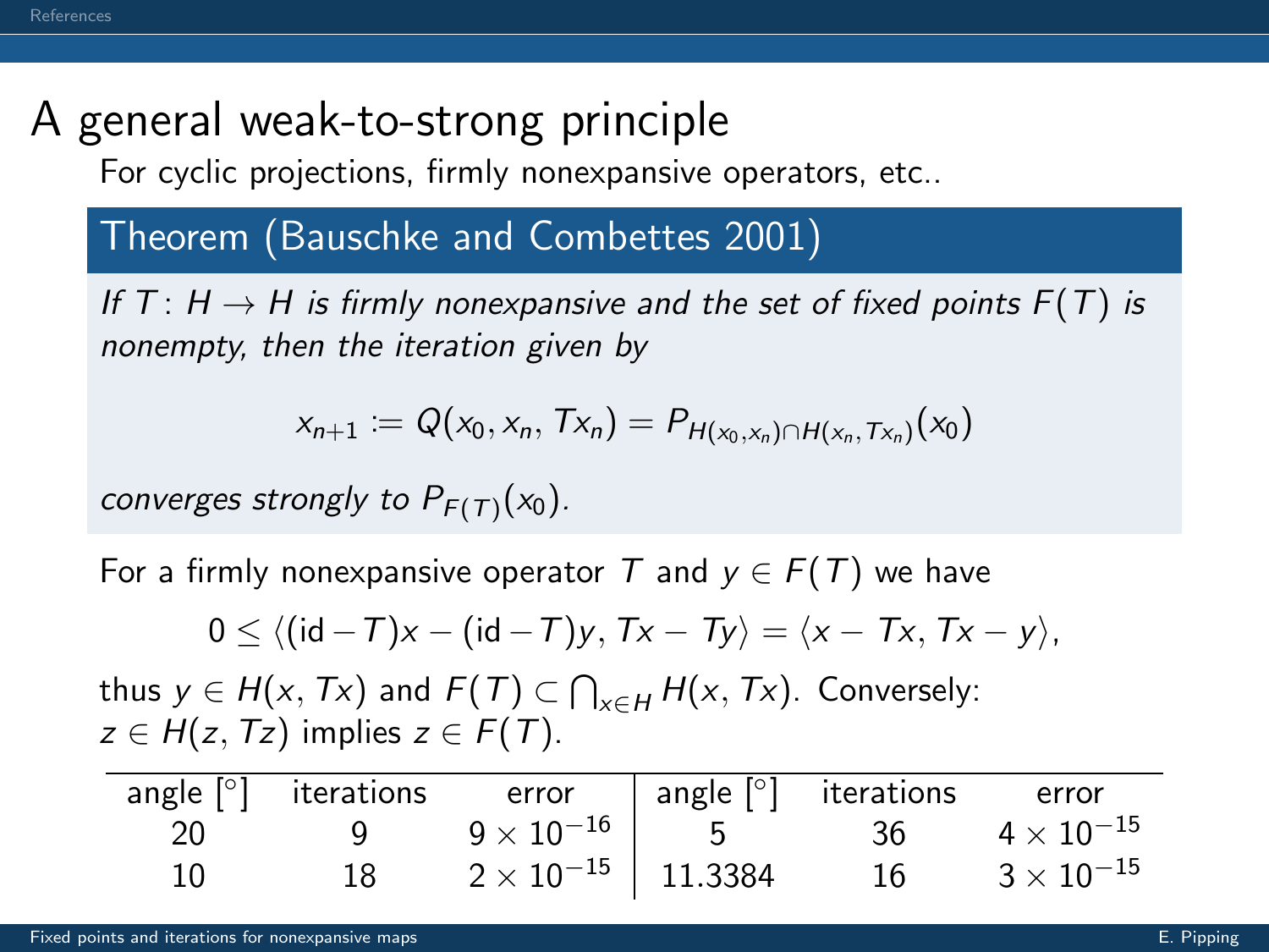# A general weak-to-strong principle

For cyclic projections, firmly nonexpansive operators, etc..

## Theorem (Bauschke and Combettes 2001)

*If $T\colon H \to H$ is firmly nonexpansive and the set of fixed points $F(T)$ is nonempty, then the iteration given by*

$$x_{n+1} := Q(x_0, x_n, Tx_n) = P_{H(x_0,x_n)\cap H(x_n,Tx_n)}(x_0)$$

*converges strongly to $P_{F(T)}(x_0)$.*

For a firmly nonexpansive operator $T$ and $y \in F(T)$ we have

$$0 \leq \langle (\mathrm{id} - T)x - (\mathrm{id} - T)y, Tx - Ty\rangle = \langle x - Tx, Tx - y\rangle,$$

thus $y \in H(x, Tx)$ and $F(T) \subset \bigcap_{x\in H} H(x, Tx)$. Conversely: $z \in H(z, Tz)$ implies $z \in F(T)$.

| angle [°] | iterations | error | angle [°] | iterations | error |
|---|---|---|---|---|---|
| 20 | 9 | $9 \times 10^{-16}$ | 5 | 36 | $4 \times 10^{-15}$ |
| 10 | 18 | $2 \times 10^{-15}$ | 11.3384 | 16 | $3 \times 10^{-15}$ |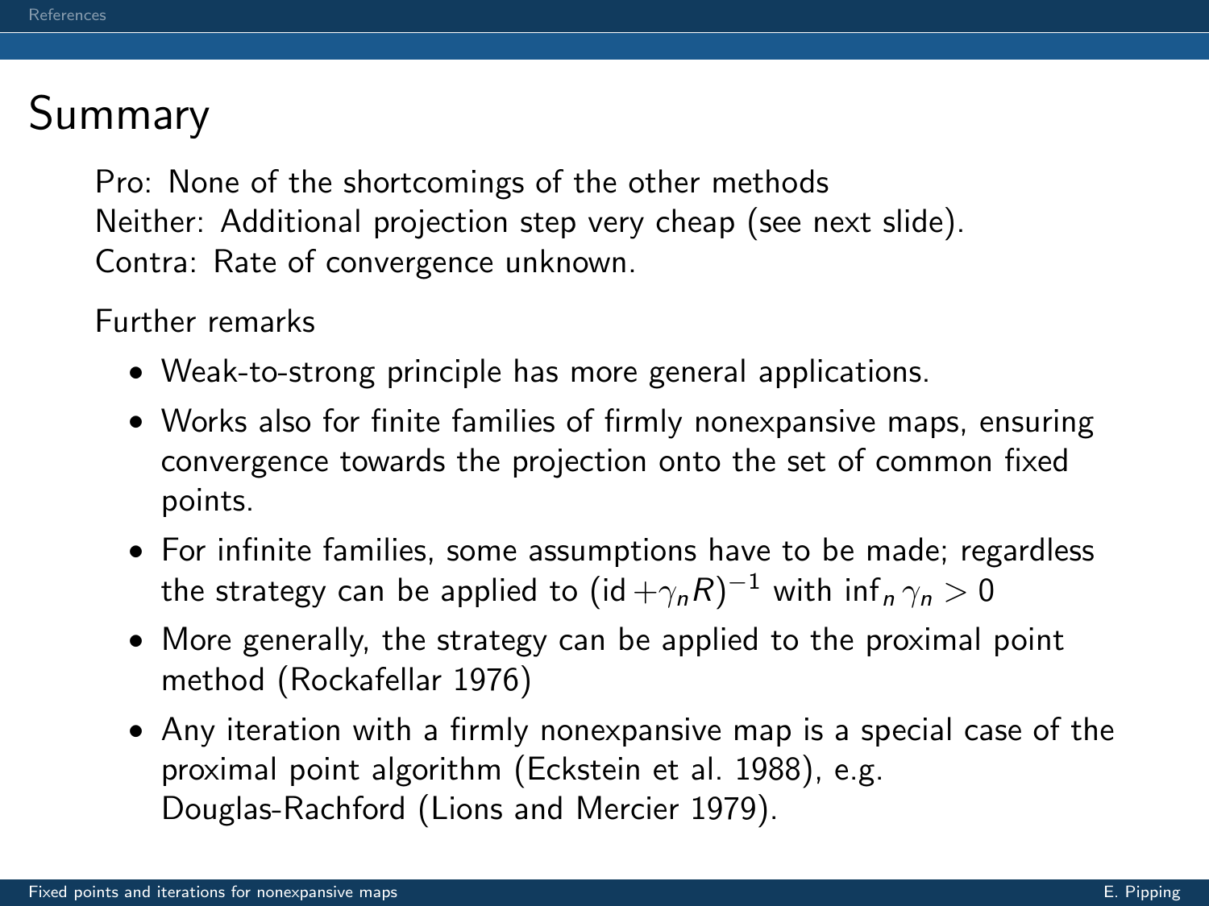# Summary

Pro: None of the shortcomings of the other methods
Neither: Additional projection step very cheap (see next slide).
Contra: Rate of convergence unknown.

Further remarks

- Weak-to-strong principle has more general applications.
- Works also for finite families of firmly nonexpansive maps, ensuring convergence towards the projection onto the set of common fixed points.
- For infinite families, some assumptions have to be made; regardless the strategy can be applied to $(\mathrm{id} + \gamma_n R)^{-1}$ with $\inf_n \gamma_n > 0$
- More generally, the strategy can be applied to the proximal point method (Rockafellar 1976)
- Any iteration with a firmly nonexpansive map is a special case of the proximal point algorithm (Eckstein et al. 1988), e.g. Douglas-Rachford (Lions and Mercier 1979).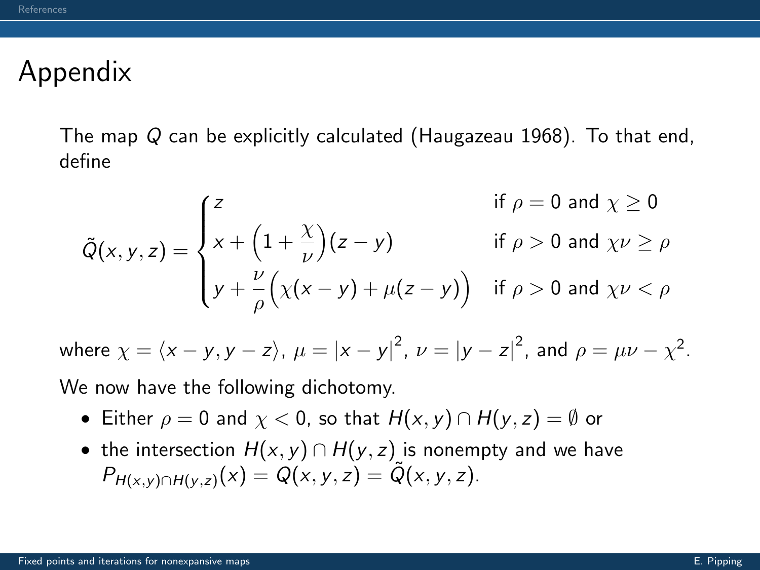# Appendix

The map $Q$ can be explicitly calculated (Haugazeau 1968). To that end, define

$$
\tilde{Q}(x, y, z) = \begin{cases} z & \text{if } \rho = 0 \text{ and } \chi \geq 0 \\ x + \Big(1 + \dfrac{\chi}{\nu}\Big)(z - y) & \text{if } \rho > 0 \text{ and } \chi\nu \geq \rho \\ y + \dfrac{\nu}{\rho}\Big(\chi(x - y) + \mu(z - y)\Big) & \text{if } \rho > 0 \text{ and } \chi\nu < \rho \end{cases}
$$

where $\chi = \langle x - y, y - z \rangle$, $\mu = |x - y|^2$, $\nu = |y - z|^2$, and $\rho = \mu\nu - \chi^2$.

We now have the following dichotomy.

- Either $\rho = 0$ and $\chi < 0$, so that $H(x, y) \cap H(y, z) = \emptyset$ or
- the intersection $H(x, y) \cap H(y, z)$ is nonempty and we have $P_{H(x,y) \cap H(y,z)}(x) = Q(x, y, z) = \tilde{Q}(x, y, z)$.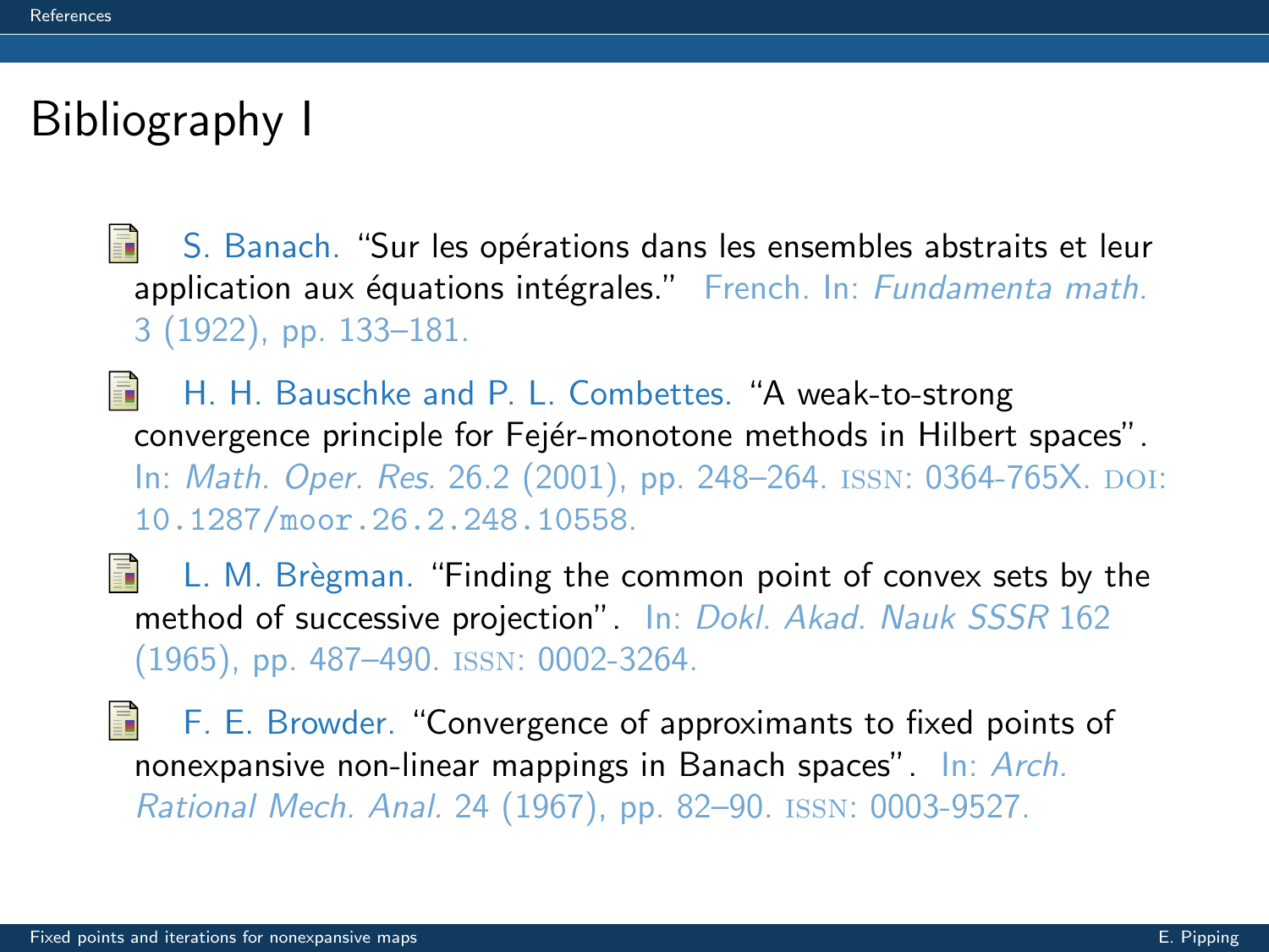# Bibliography I

- S. Banach. "Sur les opérations dans les ensembles abstraits et leur application aux équations intégrales." French. In: *Fundamenta math.* 3 (1922), pp. 133–181.

- H. H. Bauschke and P. L. Combettes. "A weak-to-strong convergence principle for Fejér-monotone methods in Hilbert spaces". In: *Math. Oper. Res.* 26.2 (2001), pp. 248–264. ISSN: 0364-765X. DOI: `10.1287/moor.26.2.248.10558`.

- L. M. Brègman. "Finding the common point of convex sets by the method of successive projection". In: *Dokl. Akad. Nauk SSSR* 162 (1965), pp. 487–490. ISSN: 0002-3264.

- F. E. Browder. "Convergence of approximants to fixed points of nonexpansive non-linear mappings in Banach spaces". In: *Arch. Rational Mech. Anal.* 24 (1967), pp. 82–90. ISSN: 0003-9527.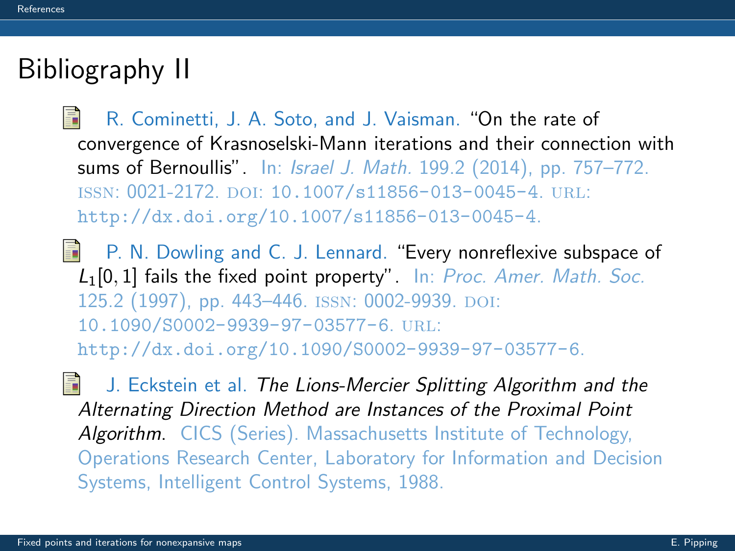# Bibliography II

- R. Cominetti, J. A. Soto, and J. Vaisman. "On the rate of convergence of Krasnoselski-Mann iterations and their connection with sums of Bernoullis". In: *Israel J. Math.* 199.2 (2014), pp. 757–772. ISSN: 0021-2172. DOI: 10.1007/s11856-013-0045-4. URL: http://dx.doi.org/10.1007/s11856-013-0045-4.

- P. N. Dowling and C. J. Lennard. "Every nonreflexive subspace of $L_1[0,1]$ fails the fixed point property". In: *Proc. Amer. Math. Soc.* 125.2 (1997), pp. 443–446. ISSN: 0002-9939. DOI: 10.1090/S0002-9939-97-03577-6. URL: http://dx.doi.org/10.1090/S0002-9939-97-03577-6.

- J. Eckstein et al. *The Lions-Mercier Splitting Algorithm and the Alternating Direction Method are Instances of the Proximal Point Algorithm*. CICS (Series). Massachusetts Institute of Technology, Operations Research Center, Laboratory for Information and Decision Systems, Intelligent Control Systems, 1988.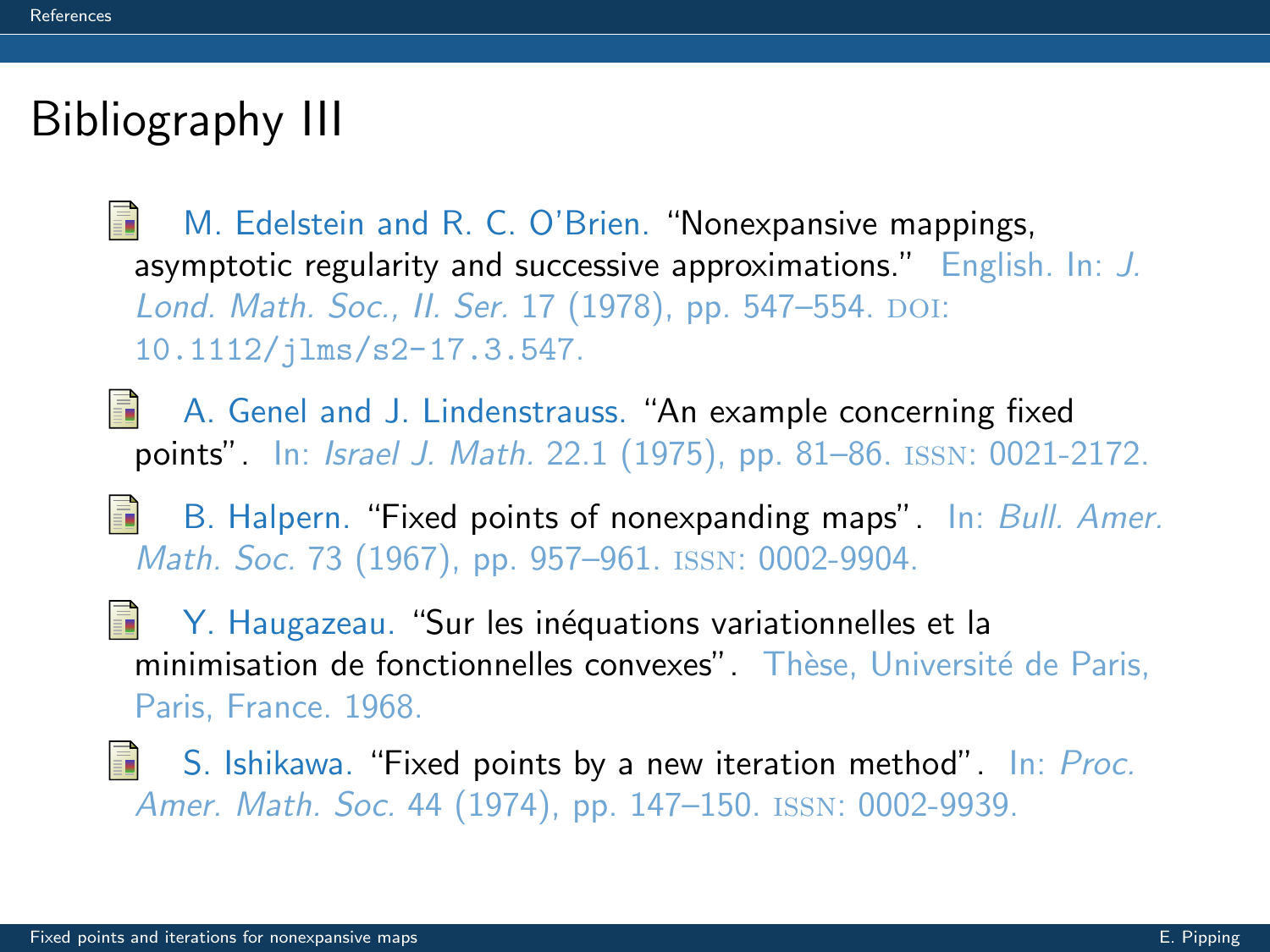# Bibliography III

- M. Edelstein and R. C. O'Brien. "Nonexpansive mappings, asymptotic regularity and successive approximations." English. In: *J. Lond. Math. Soc., II. Ser.* 17 (1978), pp. 547–554. DOI: 10.1112/jlms/s2-17.3.547.

- A. Genel and J. Lindenstrauss. "An example concerning fixed points". In: *Israel J. Math.* 22.1 (1975), pp. 81–86. ISSN: 0021-2172.

- B. Halpern. "Fixed points of nonexpanding maps". In: *Bull. Amer. Math. Soc.* 73 (1967), pp. 957–961. ISSN: 0002-9904.

- Y. Haugazeau. "Sur les inéquations variationnelles et la minimisation de fonctionnelles convexes". Thèse, Université de Paris, Paris, France. 1968.

- S. Ishikawa. "Fixed points by a new iteration method". In: *Proc. Amer. Math. Soc.* 44 (1974), pp. 147–150. ISSN: 0002-9939.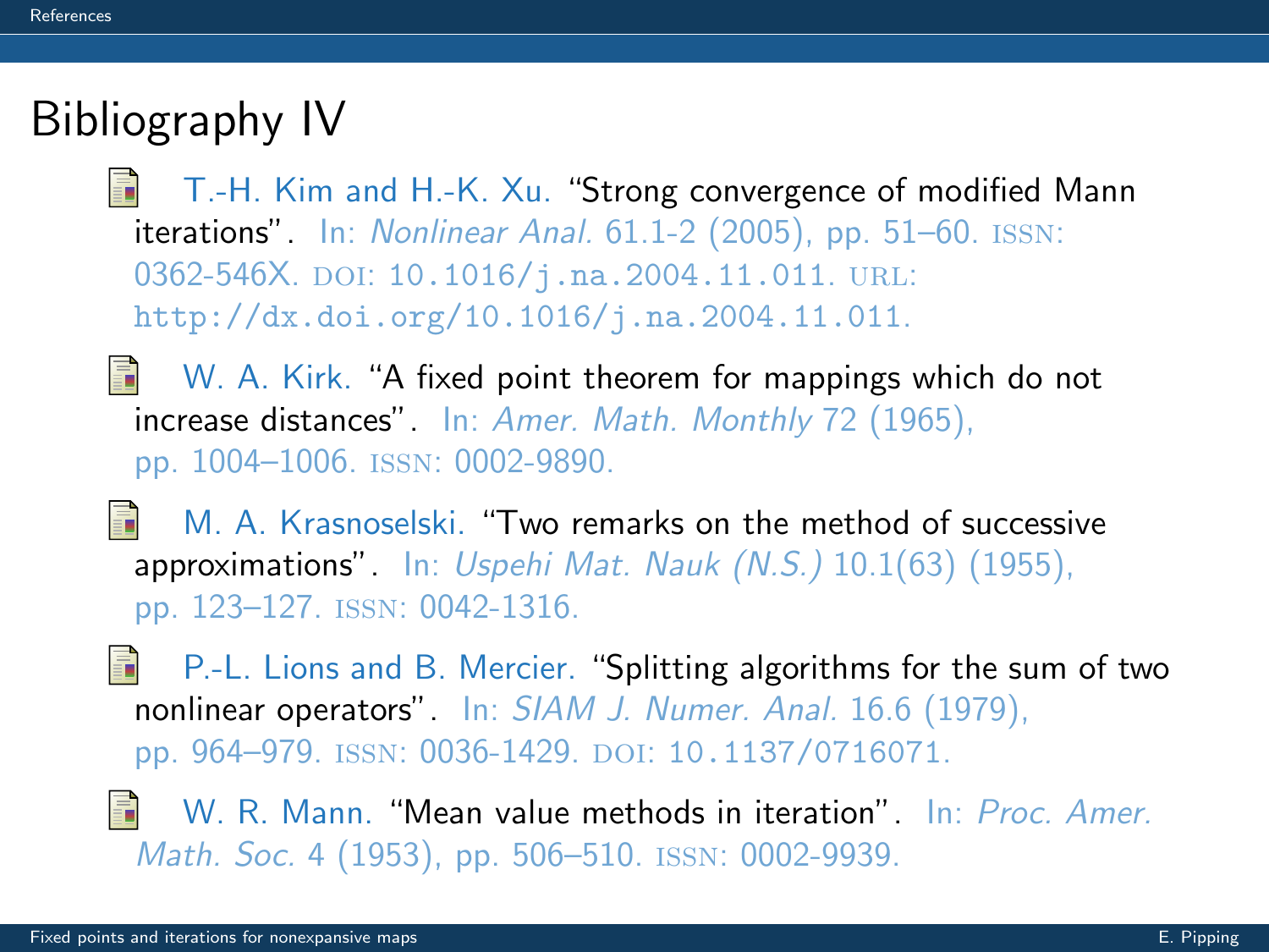# Bibliography IV

- T.-H. Kim and H.-K. Xu. "Strong convergence of modified Mann iterations". In: *Nonlinear Anal.* 61.1-2 (2005), pp. 51–60. ISSN: 0362-546X. DOI: 10.1016/j.na.2004.11.011. URL: http://dx.doi.org/10.1016/j.na.2004.11.011.
- W. A. Kirk. "A fixed point theorem for mappings which do not increase distances". In: *Amer. Math. Monthly* 72 (1965), pp. 1004–1006. ISSN: 0002-9890.
- M. A. Krasnoselski. "Two remarks on the method of successive approximations". In: *Uspehi Mat. Nauk (N.S.)* 10.1(63) (1955), pp. 123–127. ISSN: 0042-1316.
- P.-L. Lions and B. Mercier. "Splitting algorithms for the sum of two nonlinear operators". In: *SIAM J. Numer. Anal.* 16.6 (1979), pp. 964–979. ISSN: 0036-1429. DOI: 10.1137/0716071.
- W. R. Mann. "Mean value methods in iteration". In: *Proc. Amer. Math. Soc.* 4 (1953), pp. 506–510. ISSN: 0002-9939.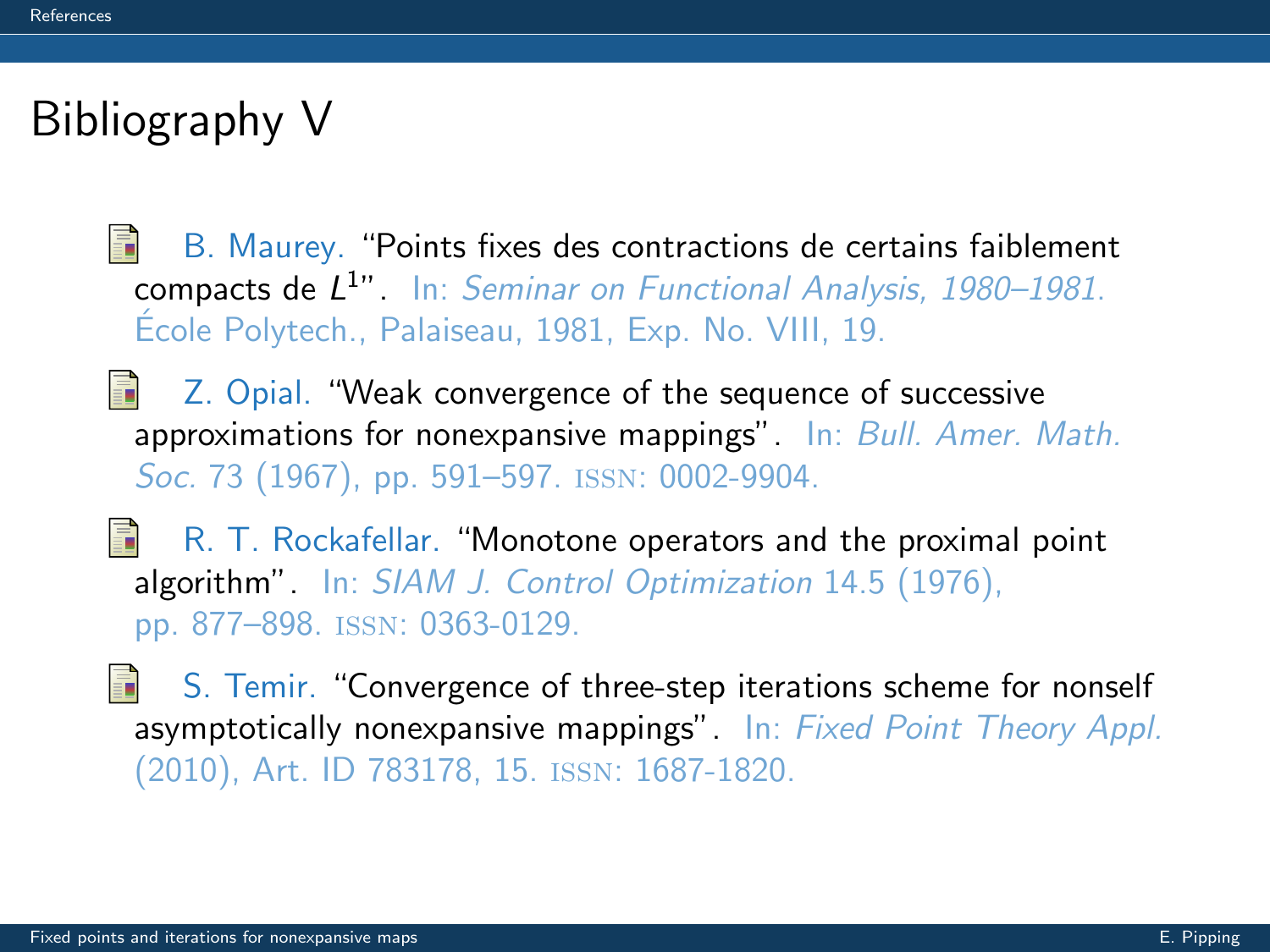# Bibliography V

- B. Maurey. “Points fixes des contractions de certains faiblement compacts de $L^1$”. In: *Seminar on Functional Analysis, 1980–1981*. École Polytech., Palaiseau, 1981, Exp. No. VIII, 19.
- Z. Opial. “Weak convergence of the sequence of successive approximations for nonexpansive mappings”. In: *Bull. Amer. Math. Soc.* 73 (1967), pp. 591–597. ISSN: 0002-9904.
- R. T. Rockafellar. “Monotone operators and the proximal point algorithm”. In: *SIAM J. Control Optimization* 14.5 (1976), pp. 877–898. ISSN: 0363-0129.
- S. Temir. “Convergence of three-step iterations scheme for nonself asymptotically nonexpansive mappings”. In: *Fixed Point Theory Appl.* (2010), Art. ID 783178, 15. ISSN: 1687-1820.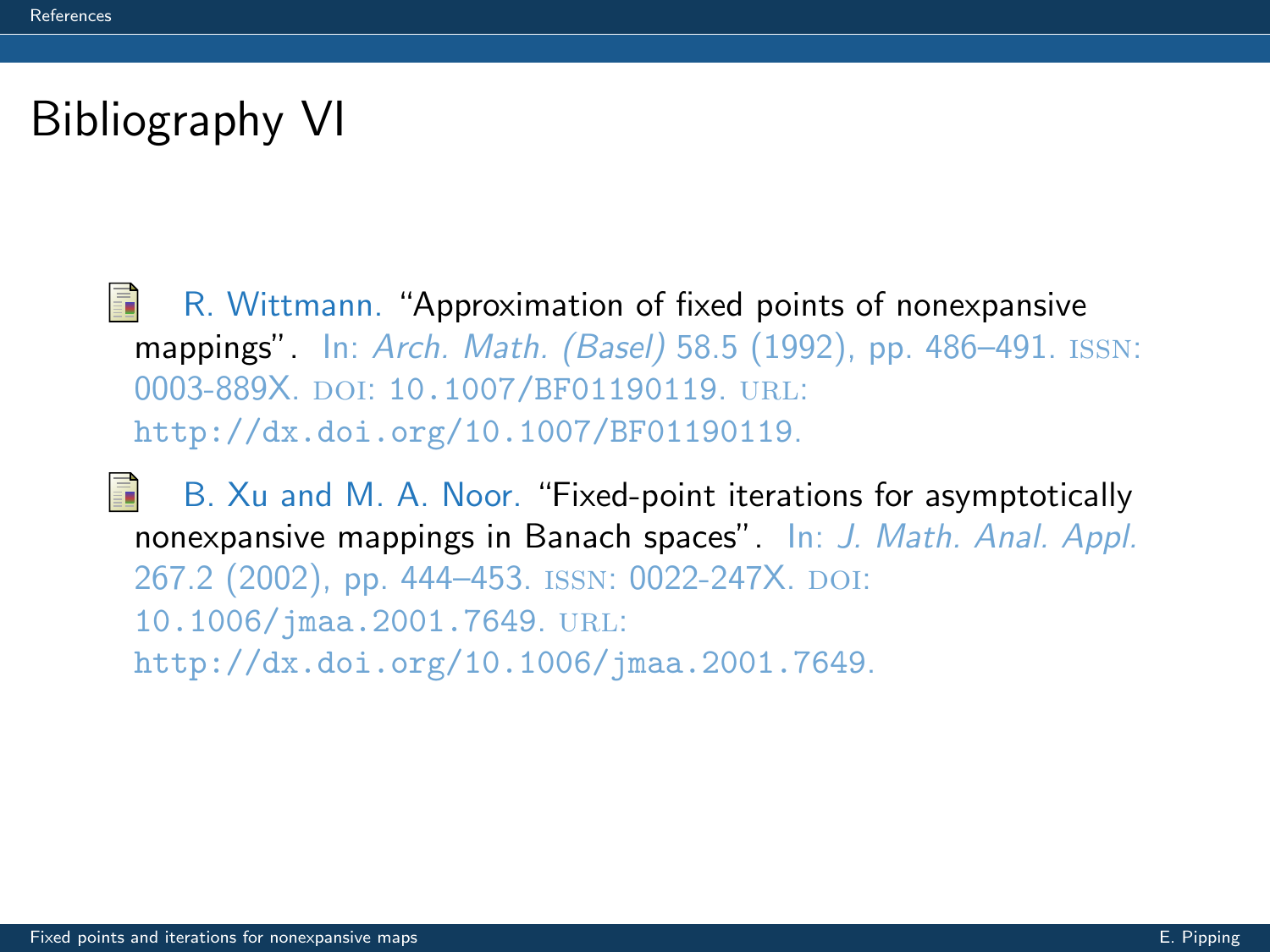# Bibliography VI

- R. Wittmann. "Approximation of fixed points of nonexpansive mappings". In: *Arch. Math. (Basel)* 58.5 (1992), pp. 486–491. ISSN: 0003-889X. DOI: 10.1007/BF01190119. URL: http://dx.doi.org/10.1007/BF01190119.

- B. Xu and M. A. Noor. "Fixed-point iterations for asymptotically nonexpansive mappings in Banach spaces". In: *J. Math. Anal. Appl.* 267.2 (2002), pp. 444–453. ISSN: 0022-247X. DOI: 10.1006/jmaa.2001.7649. URL: http://dx.doi.org/10.1006/jmaa.2001.7649.